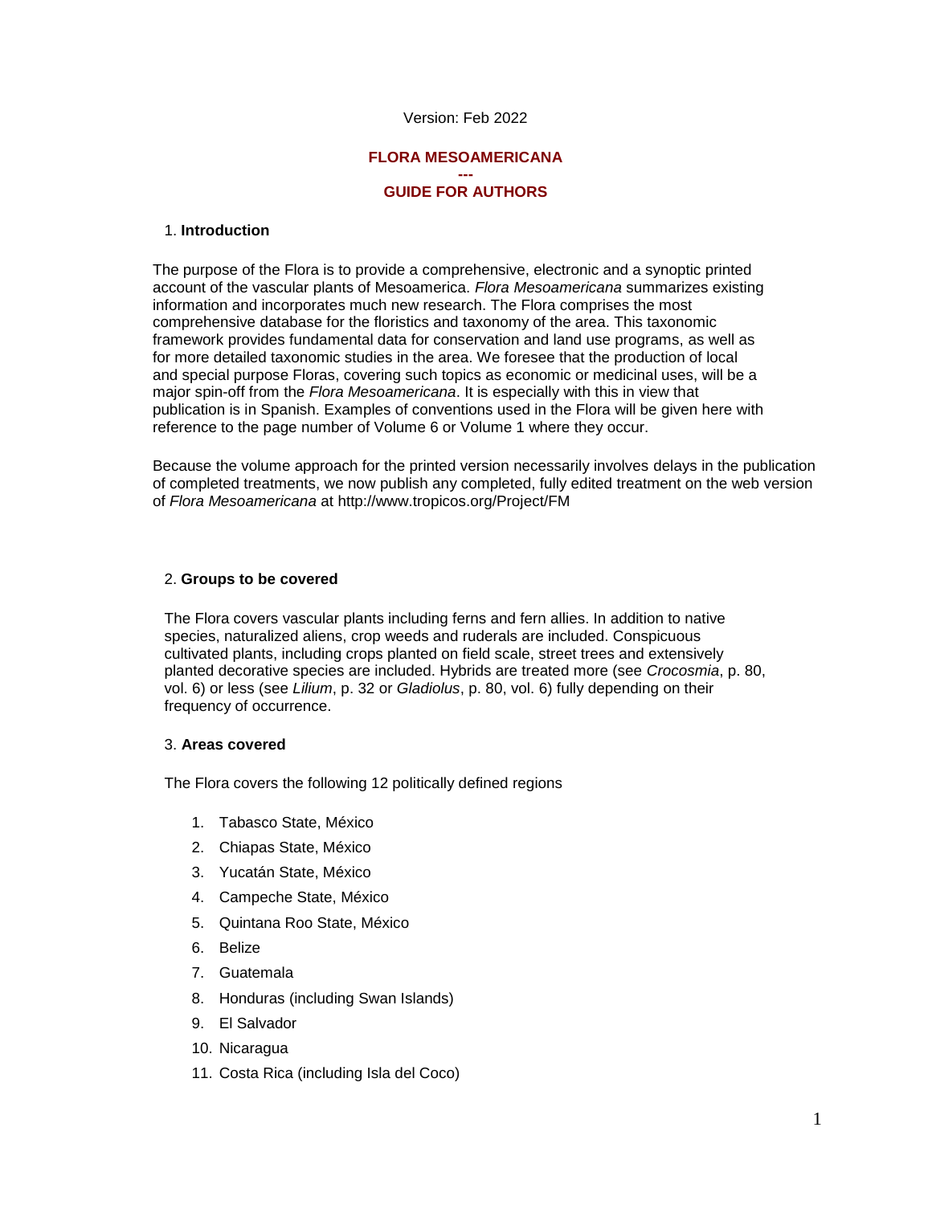Version: Feb 2022

# FLORA MESOAMERICANA

---

# GUIDE FOR AUTHORS

## 1. Introduction

The purpose of the Flora is to provide a comprehensive, electronic and a synoptic printed account of the vascular plants of Mesoamerica. *Flora Mesoamericana* summarizes existing information and incorporates much new research. The Flora comprises the most comprehensive database for the floristics and taxonomy of the area. This taxonomic framework provides fundamental data for conservation and land use programs, as well as for more detailed taxonomic studies in the area. We foresee that the production of local and special purpose Floras, covering such topics as economic or medicinal uses, will be a major spin-off from the *Flora Mesoamericana*. It is especially with this in view that publication is in Spanish. Examples of conventions used in the Flora will be given here with reference to the page number of Volume 6 or Volume 1 where they occur.

Because the volume approach for the printed version necessarily involves delays in the publication of completed treatments, we now publish any completed, fully edited treatment on the web version of *Flora Mesoamericana* at http://www.tropicos.org/Project/FM

## 2. Groups to be covered

The Flora covers vascular plants including ferns and fern allies. In addition to native species, naturalized aliens, crop weeds and ruderals are included. Conspicuous cultivated plants, including crops planted on field scale, street trees and extensively planted decorative species are included. Hybrids are treated more (see *Crocosmia*, p. 80, vol. 6) or less (see *Lilium*, p. 32 or *Gladiolus*, p. 80, vol. 6) fully depending on their frequency of occurrence.

## 3. Areas covered

The Flora covers the following 12 politically defined regions

1. Tabasco State, México
2. Chiapas State, México
3. Yucatán State, México
4. Campeche State, México
5. Quintana Roo State, México
6. Belize
7. Guatemala
8. Honduras (including Swan Islands)
9. El Salvador
10. Nicaragua
11. Costa Rica (including Isla del Coco)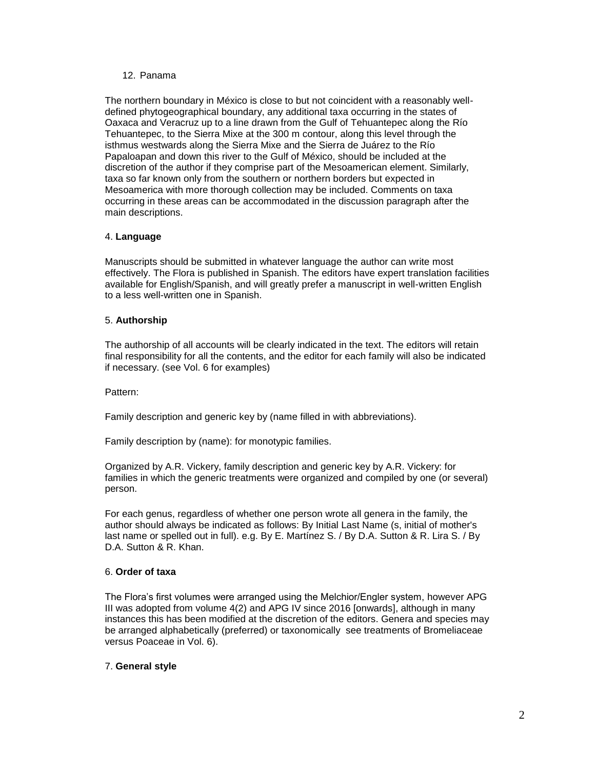12. Panama

The northern boundary in México is close to but not coincident with a reasonably well-defined phytogeographical boundary, any additional taxa occurring in the states of Oaxaca and Veracruz up to a line drawn from the Gulf of Tehuantepec along the Río Tehuantepec, to the Sierra Mixe at the 300 m contour, along this level through the isthmus westwards along the Sierra Mixe and the Sierra de Juárez to the Río Papaloapan and down this river to the Gulf of México, should be included at the discretion of the author if they comprise part of the Mesoamerican element. Similarly, taxa so far known only from the southern or northern borders but expected in Mesoamerica with more thorough collection may be included. Comments on taxa occurring in these areas can be accommodated in the discussion paragraph after the main descriptions.

4. **Language**

Manuscripts should be submitted in whatever language the author can write most effectively. The Flora is published in Spanish. The editors have expert translation facilities available for English/Spanish, and will greatly prefer a manuscript in well-written English to a less well-written one in Spanish.

5. **Authorship**

The authorship of all accounts will be clearly indicated in the text. The editors will retain final responsibility for all the contents, and the editor for each family will also be indicated if necessary. (see Vol. 6 for examples)

Pattern:

Family description and generic key by (name filled in with abbreviations).

Family description by (name): for monotypic families.

Organized by A.R. Vickery, family description and generic key by A.R. Vickery: for families in which the generic treatments were organized and compiled by one (or several) person.

For each genus, regardless of whether one person wrote all genera in the family, the author should always be indicated as follows: By Initial Last Name (s, initial of mother's last name or spelled out in full). e.g. By E. Martínez S. / By D.A. Sutton & R. Lira S. / By D.A. Sutton & R. Khan.

6. **Order of taxa**

The Flora's first volumes were arranged using the Melchior/Engler system, however APG III was adopted from volume 4(2) and APG IV since 2016 [onwards], although in many instances this has been modified at the discretion of the editors. Genera and species may be arranged alphabetically (preferred) or taxonomically see treatments of Bromeliaceae versus Poaceae in Vol. 6).

7. **General style**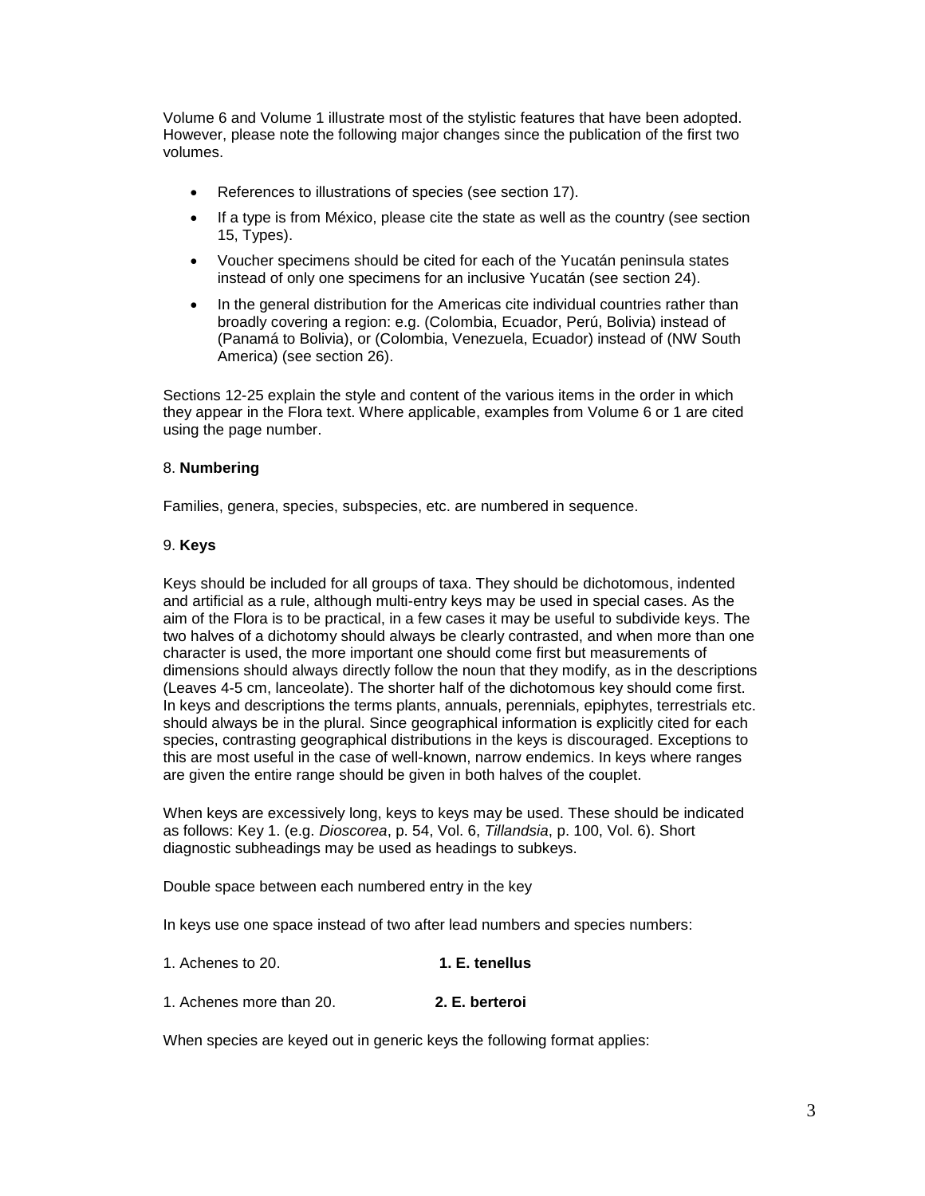Volume 6 and Volume 1 illustrate most of the stylistic features that have been adopted. However, please note the following major changes since the publication of the first two volumes.

- References to illustrations of species (see section 17).
- If a type is from México, please cite the state as well as the country (see section 15, Types).
- Voucher specimens should be cited for each of the Yucatán peninsula states instead of only one specimens for an inclusive Yucatán (see section 24).
- In the general distribution for the Americas cite individual countries rather than broadly covering a region: e.g. (Colombia, Ecuador, Perú, Bolivia) instead of (Panamá to Bolivia), or (Colombia, Venezuela, Ecuador) instead of (NW South America) (see section 26).

Sections 12-25 explain the style and content of the various items in the order in which they appear in the Flora text. Where applicable, examples from Volume 6 or 1 are cited using the page number.

8. **Numbering**

Families, genera, species, subspecies, etc. are numbered in sequence.

9. **Keys**

Keys should be included for all groups of taxa. They should be dichotomous, indented and artificial as a rule, although multi-entry keys may be used in special cases. As the aim of the Flora is to be practical, in a few cases it may be useful to subdivide keys. The two halves of a dichotomy should always be clearly contrasted, and when more than one character is used, the more important one should come first but measurements of dimensions should always directly follow the noun that they modify, as in the descriptions (Leaves 4-5 cm, lanceolate). The shorter half of the dichotomous key should come first. In keys and descriptions the terms plants, annuals, perennials, epiphytes, terrestrials etc. should always be in the plural. Since geographical information is explicitly cited for each species, contrasting geographical distributions in the keys is discouraged. Exceptions to this are most useful in the case of well-known, narrow endemics. In keys where ranges are given the entire range should be given in both halves of the couplet.

When keys are excessively long, keys to keys may be used. These should be indicated as follows: Key 1. (e.g. *Dioscorea*, p. 54, Vol. 6, *Tillandsia*, p. 100, Vol. 6). Short diagnostic subheadings may be used as headings to subkeys.

Double space between each numbered entry in the key

In keys use one space instead of two after lead numbers and species numbers:

1. Achenes to 20. **1. E. tenellus**

1. Achenes more than 20. **2. E. berteroi**

When species are keyed out in generic keys the following format applies: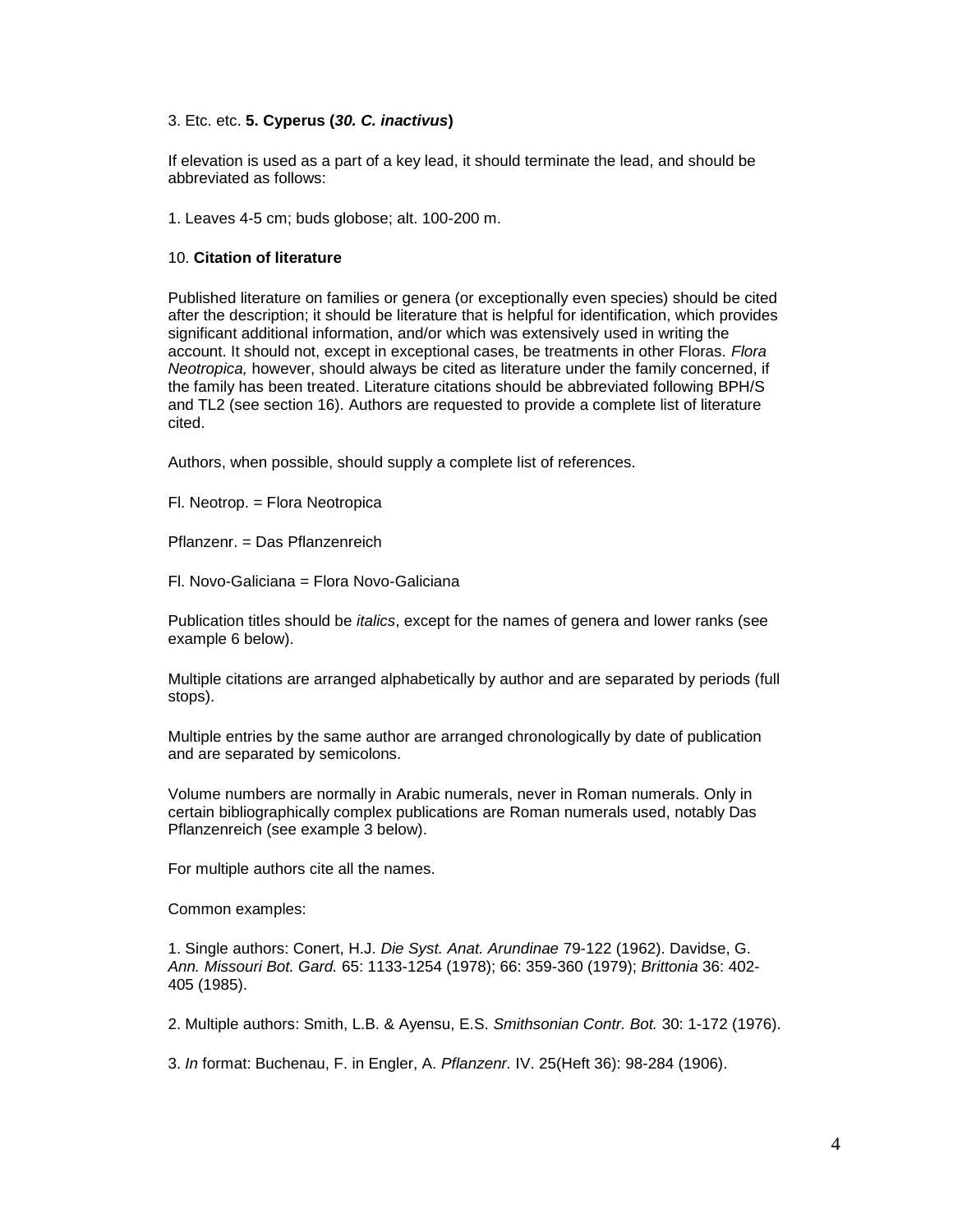3. Etc. etc. **5. Cyperus (*30. C. inactivus*)**

If elevation is used as a part of a key lead, it should terminate the lead, and should be abbreviated as follows:

1. Leaves 4-5 cm; buds globose; alt. 100-200 m.

## 10. **Citation of literature**

Published literature on families or genera (or exceptionally even species) should be cited after the description; it should be literature that is helpful for identification, which provides significant additional information, and/or which was extensively used in writing the account. It should not, except in exceptional cases, be treatments in other Floras. *Flora Neotropica,* however, should always be cited as literature under the family concerned, if the family has been treated. Literature citations should be abbreviated following BPH/S and TL2 (see section 16). Authors are requested to provide a complete list of literature cited.

Authors, when possible, should supply a complete list of references.

Fl. Neotrop. = Flora Neotropica

Pflanzenr. = Das Pflanzenreich

Fl. Novo-Galiciana = Flora Novo-Galiciana

Publication titles should be *italics*, except for the names of genera and lower ranks (see example 6 below).

Multiple citations are arranged alphabetically by author and are separated by periods (full stops).

Multiple entries by the same author are arranged chronologically by date of publication and are separated by semicolons.

Volume numbers are normally in Arabic numerals, never in Roman numerals. Only in certain bibliographically complex publications are Roman numerals used, notably Das Pflanzenreich (see example 3 below).

For multiple authors cite all the names.

Common examples:

1. Single authors: Conert, H.J. *Die Syst. Anat. Arundinae* 79-122 (1962). Davidse, G. *Ann. Missouri Bot. Gard.* 65: 1133-1254 (1978); 66: 359-360 (1979); *Brittonia* 36: 402-405 (1985).

2. Multiple authors: Smith, L.B. & Ayensu, E.S. *Smithsonian Contr. Bot.* 30: 1-172 (1976).

3. *In* format: Buchenau, F. in Engler, A. *Pflanzenr.* IV. 25(Heft 36): 98-284 (1906).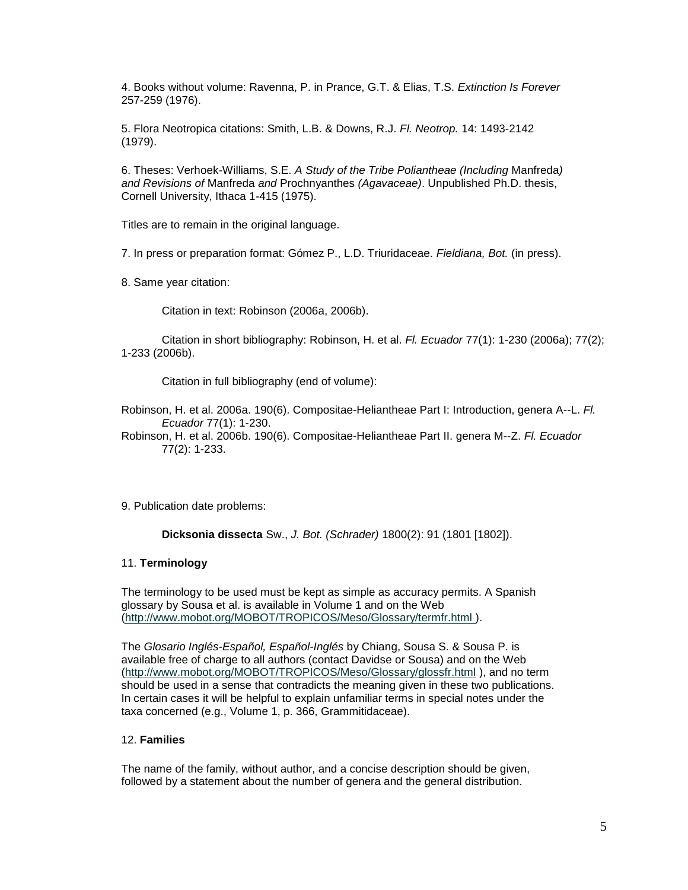4. Books without volume: Ravenna, P. in Prance, G.T. & Elias, T.S. *Extinction Is Forever* 257-259 (1976).

5. Flora Neotropica citations: Smith, L.B. & Downs, R.J. *Fl. Neotrop.* 14: 1493-2142 (1979).

6. Theses: Verhoek-Williams, S.E. *A Study of the Tribe Polianthеae (Including* Manfreda*) and Revisions of* Manfreda *and* Prochnyanthes *(Agavaceae)*. Unpublished Ph.D. thesis, Cornell University, Ithaca 1-415 (1975).

Titles are to remain in the original language.

7. In press or preparation format: Gómez P., L.D. Triuridaceae. *Fieldiana, Bot.* (in press).

8. Same year citation:

Citation in text: Robinson (2006a, 2006b).

Citation in short bibliography: Robinson, H. et al. *Fl. Ecuador* 77(1): 1-230 (2006a); 77(2); 1-233 (2006b).

Citation in full bibliography (end of volume):

Robinson, H. et al. 2006a. 190(6). Compositae-Heliantheae Part I: Introduction, genera A--L. *Fl. Ecuador* 77(1): 1-230.

Robinson, H. et al. 2006b. 190(6). Compositae-Heliantheae Part II. genera M--Z. *Fl. Ecuador* 77(2): 1-233.

9. Publication date problems:

**Dicksonia dissecta** Sw., *J. Bot. (Schrader)* 1800(2): 91 (1801 [1802]).

## 11. **Terminology**

The terminology to be used must be kept as simple as accuracy permits. A Spanish glossary by Sousa et al. is available in Volume 1 and on the Web (http://www.mobot.org/MOBOT/TROPICOS/Meso/Glossary/termfr.html ).

The *Glosario Inglés-Español, Español-Inglés* by Chiang, Sousa S. & Sousa P. is available free of charge to all authors (contact Davidse or Sousa) and on the Web (http://www.mobot.org/MOBOT/TROPICOS/Meso/Glossary/glossfr.html ), and no term should be used in a sense that contradicts the meaning given in these two publications. In certain cases it will be helpful to explain unfamiliar terms in special notes under the taxa concerned (e.g., Volume 1, p. 366, Grammitidaceae).

## 12. **Families**

The name of the family, without author, and a concise description should be given, followed by a statement about the number of genera and the general distribution.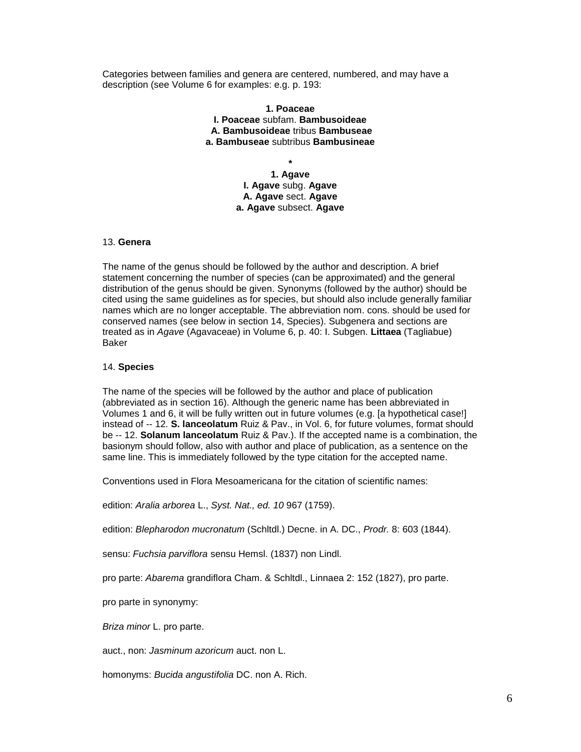Categories between families and genera are centered, numbered, and may have a description (see Volume 6 for examples: e.g. p. 193:

**1. Poaceae**
**I. Poaceae** subfam. **Bambusoideae**
**A. Bambusoideae** tribus **Bambuseae**
**a. Bambuseae** subtribus **Bambusineae**

**\***

**1. Agave**
**I. Agave** subg. **Agave**
**A. Agave** sect. **Agave**
**a. Agave** subsect. **Agave**

13. **Genera**

The name of the genus should be followed by the author and description. A brief statement concerning the number of species (can be approximated) and the general distribution of the genus should be given. Synonyms (followed by the author) should be cited using the same guidelines as for species, but should also include generally familiar names which are no longer acceptable. The abbreviation nom. cons. should be used for conserved names (see below in section 14, Species). Subgenera and sections are treated as in *Agave* (Agavaceae) in Volume 6, p. 40: I. Subgen. **Littaea** (Tagliabue) Baker

14. **Species**

The name of the species will be followed by the author and place of publication (abbreviated as in section 16). Although the generic name has been abbreviated in Volumes 1 and 6, it will be fully written out in future volumes (e.g. [a hypothetical case!] instead of -- 12. **S. lanceolatum** Ruiz & Pav., in Vol. 6, for future volumes, format should be -- 12. **Solanum lanceolatum** Ruiz & Pav.). If the accepted name is a combination, the basionym should follow, also with author and place of publication, as a sentence on the same line. This is immediately followed by the type citation for the accepted name.

Conventions used in Flora Mesoamericana for the citation of scientific names:

edition: *Aralia arborea* L., *Syst. Nat., ed. 10* 967 (1759).

edition: *Blepharodon mucronatum* (Schltdl.) Decne. in A. DC., *Prodr.* 8: 603 (1844).

sensu: *Fuchsia parviflora* sensu Hemsl. (1837) non Lindl.

pro parte: *Abarema* grandiflora Cham. & Schltdl., Linnaea 2: 152 (1827), pro parte.

pro parte in synonymy:

*Briza minor* L. pro parte.

auct., non: *Jasminum azoricum* auct. non L.

homonyms: *Bucida angustifolia* DC. non A. Rich.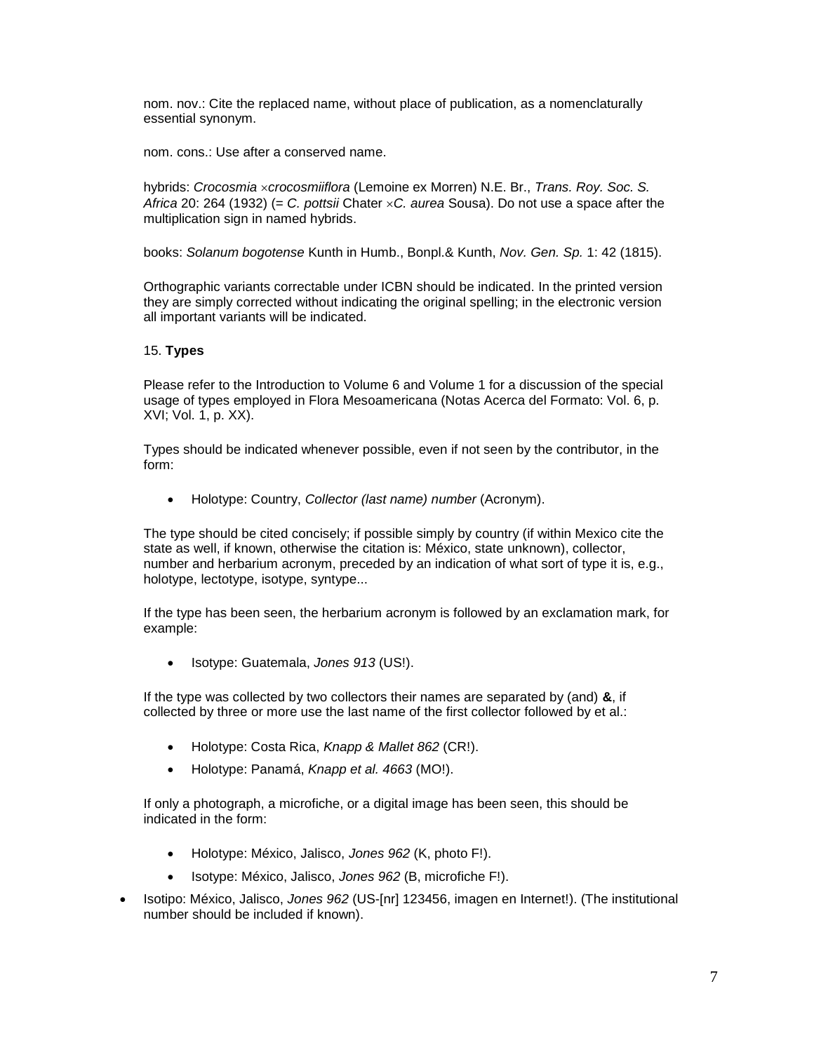nom. nov.: Cite the replaced name, without place of publication, as a nomenclaturally essential synonym.

nom. cons.: Use after a conserved name.

hybrids: *Crocosmia* ×*crocosmiiflora* (Lemoine ex Morren) N.E. Br., *Trans. Roy. Soc. S. Africa* 20: 264 (1932) (= *C. pottsii* Chater ×*C. aurea* Sousa). Do not use a space after the multiplication sign in named hybrids.

books: *Solanum bogotense* Kunth in Humb., Bonpl.& Kunth, *Nov. Gen. Sp.* 1: 42 (1815).

Orthographic variants correctable under ICBN should be indicated. In the printed version they are simply corrected without indicating the original spelling; in the electronic version all important variants will be indicated.

15. **Types**

Please refer to the Introduction to Volume 6 and Volume 1 for a discussion of the special usage of types employed in Flora Mesoamericana (Notas Acerca del Formato: Vol. 6, p. XVI; Vol. 1, p. XX).

Types should be indicated whenever possible, even if not seen by the contributor, in the form:

- Holotype: Country, *Collector (last name) number* (Acronym).

The type should be cited concisely; if possible simply by country (if within Mexico cite the state as well, if known, otherwise the citation is: México, state unknown), collector, number and herbarium acronym, preceded by an indication of what sort of type it is, e.g., holotype, lectotype, isotype, syntype...

If the type has been seen, the herbarium acronym is followed by an exclamation mark, for example:

- Isotype: Guatemala, *Jones 913* (US!).

If the type was collected by two collectors their names are separated by (and) **&**, if collected by three or more use the last name of the first collector followed by et al.:

- Holotype: Costa Rica, *Knapp & Mallet 862* (CR!).
- Holotype: Panamá, *Knapp et al. 4663* (MO!).

If only a photograph, a microfiche, or a digital image has been seen, this should be indicated in the form:

- Holotype: México, Jalisco, *Jones 962* (K, photo F!).
- Isotype: México, Jalisco, *Jones 962* (B, microfiche F!).
- Isotipo: México, Jalisco, *Jones 962* (US-[nr] 123456, imagen en Internet!). (The institutional number should be included if known).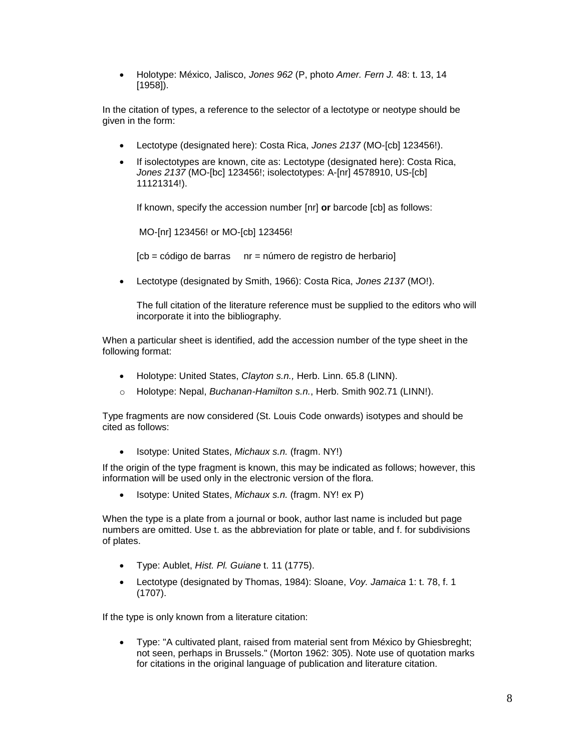- Holotype: México, Jalisco, *Jones 962* (P, photo *Amer. Fern J.* 48: t. 13, 14 [1958]).

In the citation of types, a reference to the selector of a lectotype or neotype should be given in the form:

- Lectotype (designated here): Costa Rica, *Jones 2137* (MO-[cb] 123456!).
- If isolectotypes are known, cite as: Lectotype (designated here): Costa Rica, *Jones 2137* (MO-[bc] 123456!; isolectotypes: A-[nr] 4578910, US-[cb] 11121314!).

  If known, specify the accession number [nr] **or** barcode [cb] as follows:

  MO-[nr] 123456! or MO-[cb] 123456!

  [cb = código de barras     nr = número de registro de herbario]

- Lectotype (designated by Smith, 1966): Costa Rica, *Jones 2137* (MO!).

  The full citation of the literature reference must be supplied to the editors who will incorporate it into the bibliography.

When a particular sheet is identified, add the accession number of the type sheet in the following format:

- Holotype: United States, *Clayton s.n.,* Herb. Linn. 65.8 (LINN).
  - Holotype: Nepal, *Buchanan-Hamilton s.n.*, Herb. Smith 902.71 (LINN!).

Type fragments are now considered (St. Louis Code onwards) isotypes and should be cited as follows:

- Isotype: United States, *Michaux s.n.* (fragm. NY!)

If the origin of the type fragment is known, this may be indicated as follows; however, this information will be used only in the electronic version of the flora.

- Isotype: United States, *Michaux s.n.* (fragm. NY! ex P)

When the type is a plate from a journal or book, author last name is included but page numbers are omitted. Use t. as the abbreviation for plate or table, and f. for subdivisions of plates.

- Type: Aublet, *Hist. Pl. Guiane* t. 11 (1775).
- Lectotype (designated by Thomas, 1984): Sloane, *Voy. Jamaica* 1: t. 78, f. 1 (1707).

If the type is only known from a literature citation:

- Type: "A cultivated plant, raised from material sent from México by Ghiesbreght; not seen, perhaps in Brussels." (Morton 1962: 305). Note use of quotation marks for citations in the original language of publication and literature citation.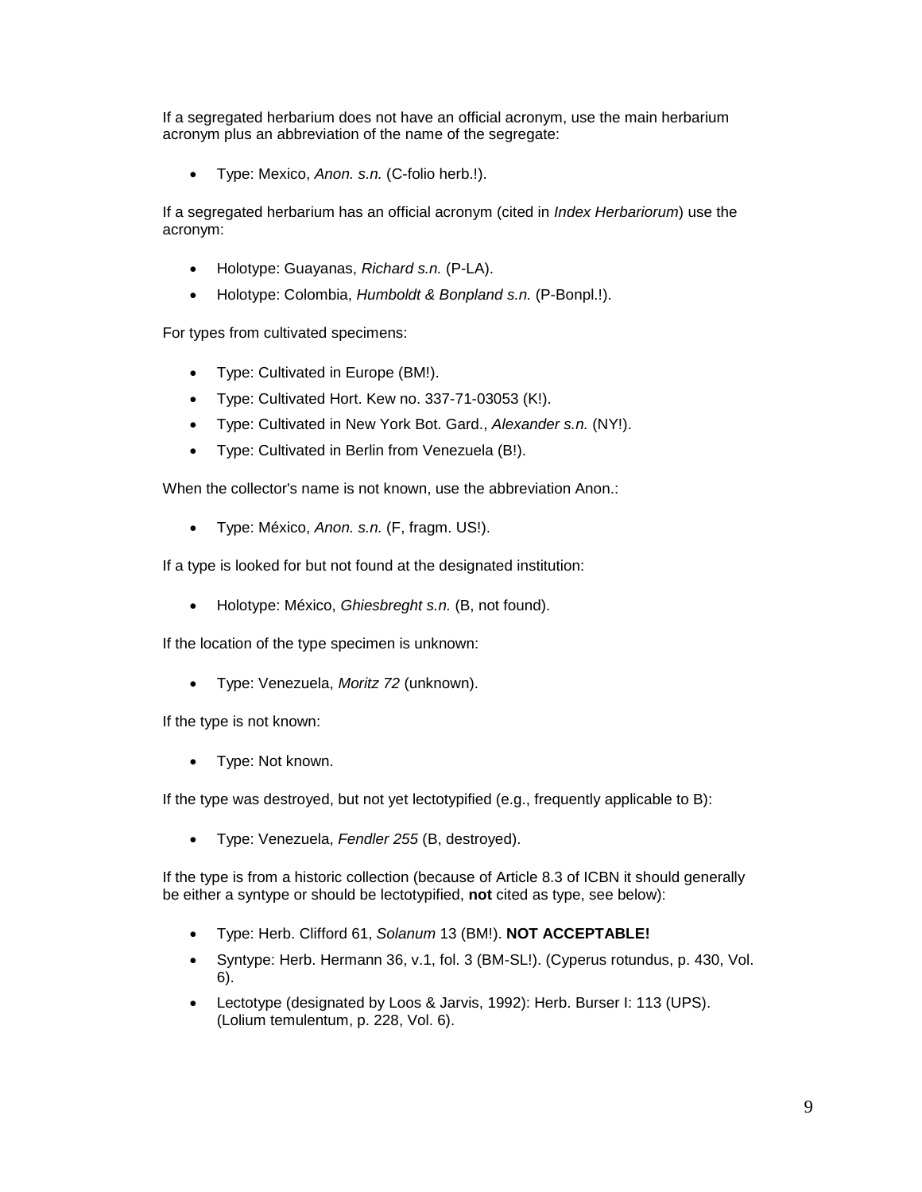If a segregated herbarium does not have an official acronym, use the main herbarium acronym plus an abbreviation of the name of the segregate:

- Type: Mexico, *Anon. s.n.* (C-folio herb.!).

If a segregated herbarium has an official acronym (cited in *Index Herbariorum*) use the acronym:

- Holotype: Guayanas, *Richard s.n.* (P-LA).
- Holotype: Colombia, *Humboldt & Bonpland s.n.* (P-Bonpl.!).

For types from cultivated specimens:

- Type: Cultivated in Europe (BM!).
- Type: Cultivated Hort. Kew no. 337-71-03053 (K!).
- Type: Cultivated in New York Bot. Gard., *Alexander s.n.* (NY!).
- Type: Cultivated in Berlin from Venezuela (B!).

When the collector's name is not known, use the abbreviation Anon.:

- Type: México, *Anon. s.n.* (F, fragm. US!).

If a type is looked for but not found at the designated institution:

- Holotype: México, *Ghiesbreght s.n.* (B, not found).

If the location of the type specimen is unknown:

- Type: Venezuela, *Moritz 72* (unknown).

If the type is not known:

- Type: Not known.

If the type was destroyed, but not yet lectotypified (e.g., frequently applicable to B):

- Type: Venezuela, *Fendler 255* (B, destroyed).

If the type is from a historic collection (because of Article 8.3 of ICBN it should generally be either a syntype or should be lectotypified, **not** cited as type, see below):

- Type: Herb. Clifford 61, *Solanum* 13 (BM!). **NOT ACCEPTABLE!**
- Syntype: Herb. Hermann 36, v.1, fol. 3 (BM-SL!). (Cyperus rotundus, p. 430, Vol. 6).
- Lectotype (designated by Loos & Jarvis, 1992): Herb. Burser I: 113 (UPS). (Lolium temulentum, p. 228, Vol. 6).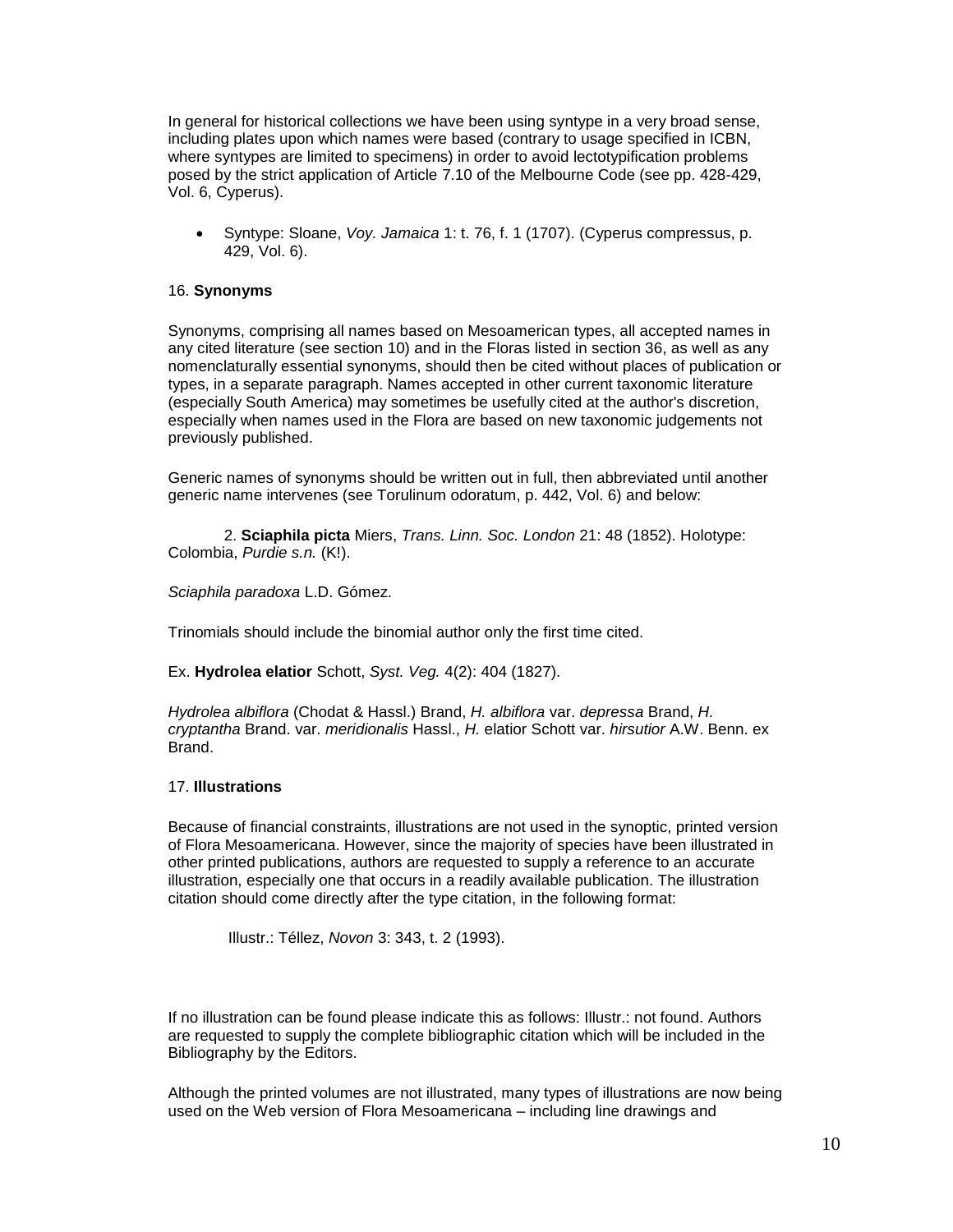In general for historical collections we have been using syntype in a very broad sense, including plates upon which names were based (contrary to usage specified in ICBN, where syntypes are limited to specimens) in order to avoid lectotypification problems posed by the strict application of Article 7.10 of the Melbourne Code (see pp. 428-429, Vol. 6, Cyperus).

- Syntype: Sloane, *Voy. Jamaica* 1: t. 76, f. 1 (1707). (Cyperus compressus, p. 429, Vol. 6).

16. **Synonyms**

Synonyms, comprising all names based on Mesoamerican types, all accepted names in any cited literature (see section 10) and in the Floras listed in section 36, as well as any nomenclaturally essential synonyms, should then be cited without places of publication or types, in a separate paragraph. Names accepted in other current taxonomic literature (especially South America) may sometimes be usefully cited at the author's discretion, especially when names used in the Flora are based on new taxonomic judgements not previously published.

Generic names of synonyms should be written out in full, then abbreviated until another generic name intervenes (see Torulinum odoratum, p. 442, Vol. 6) and below:

2. **Sciaphila picta** Miers, *Trans. Linn. Soc. London* 21: 48 (1852). Holotype: Colombia, *Purdie s.n.* (K!).

*Sciaphila paradoxa* L.D. Gómez.

Trinomials should include the binomial author only the first time cited.

Ex. **Hydrolea elatior** Schott, *Syst. Veg.* 4(2): 404 (1827).

*Hydrolea albiflora* (Chodat & Hassl.) Brand, *H. albiflora* var. *depressa* Brand, *H. cryptantha* Brand. var. *meridionalis* Hassl., *H.* elatior Schott var. *hirsutior* A.W. Benn. ex Brand.

17. **Illustrations**

Because of financial constraints, illustrations are not used in the synoptic, printed version of Flora Mesoamericana. However, since the majority of species have been illustrated in other printed publications, authors are requested to supply a reference to an accurate illustration, especially one that occurs in a readily available publication. The illustration citation should come directly after the type citation, in the following format:

Illustr.: Téllez, *Novon* 3: 343, t. 2 (1993).

If no illustration can be found please indicate this as follows: Illustr.: not found. Authors are requested to supply the complete bibliographic citation which will be included in the Bibliography by the Editors.

Although the printed volumes are not illustrated, many types of illustrations are now being used on the Web version of Flora Mesoamericana – including line drawings and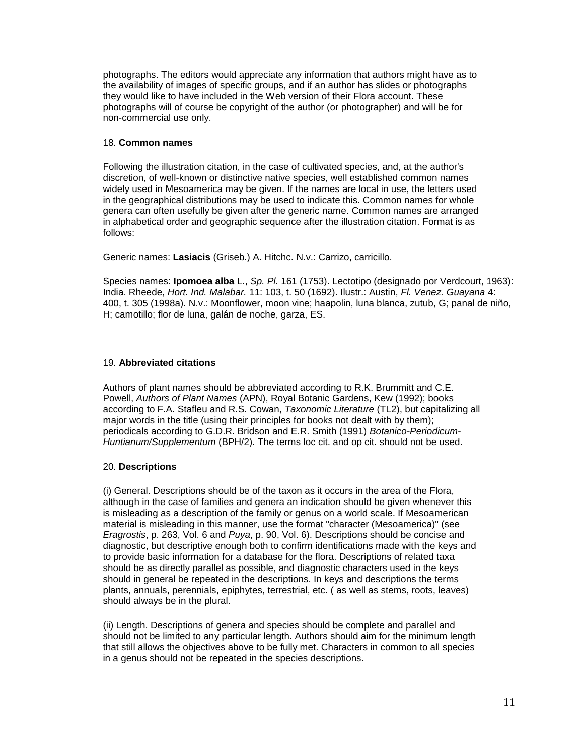photographs. The editors would appreciate any information that authors might have as to the availability of images of specific groups, and if an author has slides or photographs they would like to have included in the Web version of their Flora account. These photographs will of course be copyright of the author (or photographer) and will be for non-commercial use only.

18. **Common names**

Following the illustration citation, in the case of cultivated species, and, at the author's discretion, of well-known or distinctive native species, well established common names widely used in Mesoamerica may be given. If the names are local in use, the letters used in the geographical distributions may be used to indicate this. Common names for whole genera can often usefully be given after the generic name. Common names are arranged in alphabetical order and geographic sequence after the illustration citation. Format is as follows:

Generic names: **Lasiacis** (Griseb.) A. Hitchc. N.v.: Carrizo, carricillo.

Species names: **Ipomoea alba** L., *Sp. Pl.* 161 (1753). Lectotipo (designado por Verdcourt, 1963): India. Rheede, *Hort. Ind. Malabar.* 11: 103, t. 50 (1692). Ilustr.: Austin, *Fl. Venez. Guayana* 4: 400, t. 305 (1998a). N.v.: Moonflower, moon vine; haapolin, luna blanca, zutub, G; panal de niño, H; camotillo; flor de luna, galán de noche, garza, ES.

19. **Abbreviated citations**

Authors of plant names should be abbreviated according to R.K. Brummitt and C.E. Powell, *Authors of Plant Names* (APN), Royal Botanic Gardens, Kew (1992); books according to F.A. Stafleu and R.S. Cowan, *Taxonomic Literature* (TL2), but capitalizing all major words in the title (using their principles for books not dealt with by them); periodicals according to G.D.R. Bridson and E.R. Smith (1991) *Botanico-Periodicum-Huntianum/Supplementum* (BPH/2). The terms loc cit. and op cit. should not be used.

20. **Descriptions**

(i) General. Descriptions should be of the taxon as it occurs in the area of the Flora, although in the case of families and genera an indication should be given whenever this is misleading as a description of the family or genus on a world scale. If Mesoamerican material is misleading in this manner, use the format "character (Mesoamerica)" (see *Eragrostis*, p. 263, Vol. 6 and *Puya*, p. 90, Vol. 6). Descriptions should be concise and diagnostic, but descriptive enough both to confirm identifications made with the keys and to provide basic information for a database for the flora. Descriptions of related taxa should be as directly parallel as possible, and diagnostic characters used in the keys should in general be repeated in the descriptions. In keys and descriptions the terms plants, annuals, perennials, epiphytes, terrestrial, etc. ( as well as stems, roots, leaves) should always be in the plural.

(ii) Length. Descriptions of genera and species should be complete and parallel and should not be limited to any particular length. Authors should aim for the minimum length that still allows the objectives above to be fully met. Characters in common to all species in a genus should not be repeated in the species descriptions.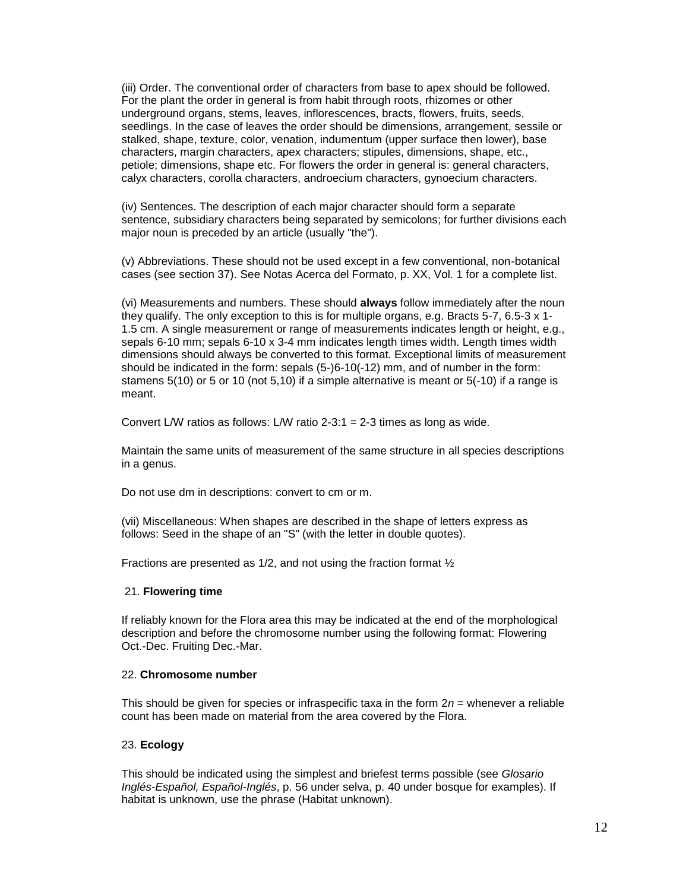(iii) Order. The conventional order of characters from base to apex should be followed. For the plant the order in general is from habit through roots, rhizomes or other underground organs, stems, leaves, inflorescences, bracts, flowers, fruits, seeds, seedlings. In the case of leaves the order should be dimensions, arrangement, sessile or stalked, shape, texture, color, venation, indumentum (upper surface then lower), base characters, margin characters, apex characters; stipules, dimensions, shape, etc., petiole; dimensions, shape etc. For flowers the order in general is: general characters, calyx characters, corolla characters, androecium characters, gynoecium characters.

(iv) Sentences. The description of each major character should form a separate sentence, subsidiary characters being separated by semicolons; for further divisions each major noun is preceded by an article (usually "the").

(v) Abbreviations. These should not be used except in a few conventional, non-botanical cases (see section 37). See Notas Acerca del Formato, p. XX, Vol. 1 for a complete list.

(vi) Measurements and numbers. These should **always** follow immediately after the noun they qualify. The only exception to this is for multiple organs, e.g. Bracts 5-7, 6.5-3 x 1-1.5 cm. A single measurement or range of measurements indicates length or height, e.g., sepals 6-10 mm; sepals 6-10 x 3-4 mm indicates length times width. Length times width dimensions should always be converted to this format. Exceptional limits of measurement should be indicated in the form: sepals (5-)6-10(-12) mm, and of number in the form: stamens 5(10) or 5 or 10 (not 5,10) if a simple alternative is meant or 5(-10) if a range is meant.

Convert L/W ratios as follows: L/W ratio 2-3:1 = 2-3 times as long as wide.

Maintain the same units of measurement of the same structure in all species descriptions in a genus.

Do not use dm in descriptions: convert to cm or m.

(vii) Miscellaneous: When shapes are described in the shape of letters express as follows: Seed in the shape of an "S" (with the letter in double quotes).

Fractions are presented as 1/2, and not using the fraction format ½

21. **Flowering time**

If reliably known for the Flora area this may be indicated at the end of the morphological description and before the chromosome number using the following format: Flowering Oct.-Dec. Fruiting Dec.-Mar.

22. **Chromosome number**

This should be given for species or infraspecific taxa in the form 2*n* = whenever a reliable count has been made on material from the area covered by the Flora.

23. **Ecology**

This should be indicated using the simplest and briefest terms possible (see *Glosario Inglés-Español, Español-Inglés*, p. 56 under selva, p. 40 under bosque for examples). If habitat is unknown, use the phrase (Habitat unknown).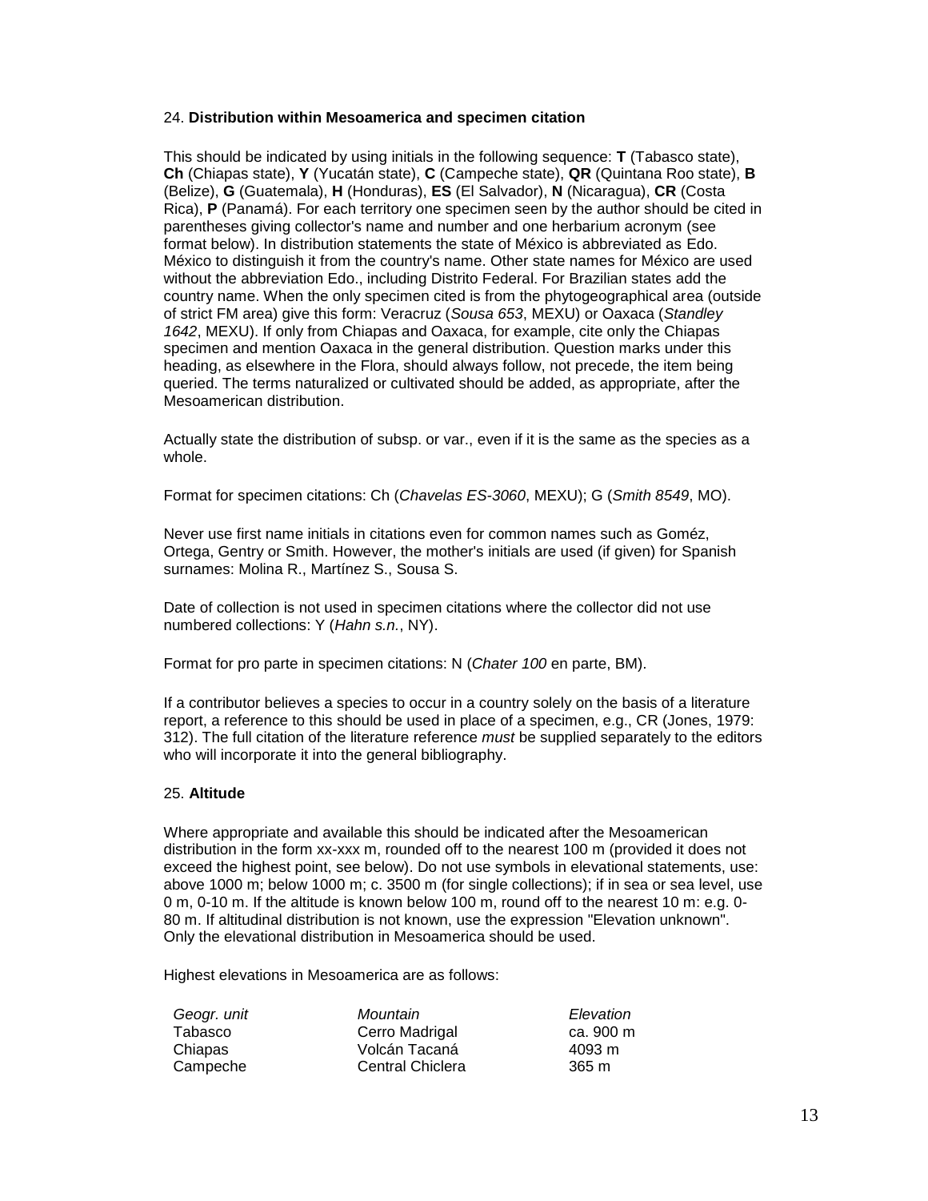24. **Distribution within Mesoamerica and specimen citation**

This should be indicated by using initials in the following sequence: **T** (Tabasco state), **Ch** (Chiapas state), **Y** (Yucatán state), **C** (Campeche state), **QR** (Quintana Roo state), **B** (Belize), **G** (Guatemala), **H** (Honduras), **ES** (El Salvador), **N** (Nicaragua), **CR** (Costa Rica), **P** (Panamá). For each territory one specimen seen by the author should be cited in parentheses giving collector's name and number and one herbarium acronym (see format below). In distribution statements the state of México is abbreviated as Edo. México to distinguish it from the country's name. Other state names for México are used without the abbreviation Edo., including Distrito Federal. For Brazilian states add the country name. When the only specimen cited is from the phytogeographical area (outside of strict FM area) give this form: Veracruz (*Sousa 653*, MEXU) or Oaxaca (*Standley 1642*, MEXU). If only from Chiapas and Oaxaca, for example, cite only the Chiapas specimen and mention Oaxaca in the general distribution. Question marks under this heading, as elsewhere in the Flora, should always follow, not precede, the item being queried. The terms naturalized or cultivated should be added, as appropriate, after the Mesoamerican distribution.

Actually state the distribution of subsp. or var., even if it is the same as the species as a whole.

Format for specimen citations: Ch (*Chavelas ES-3060*, MEXU); G (*Smith 8549*, MO).

Never use first name initials in citations even for common names such as Goméz, Ortega, Gentry or Smith. However, the mother's initials are used (if given) for Spanish surnames: Molina R., Martínez S., Sousa S.

Date of collection is not used in specimen citations where the collector did not use numbered collections: Y (*Hahn s.n.*, NY).

Format for pro parte in specimen citations: N (*Chater 100* en parte, BM).

If a contributor believes a species to occur in a country solely on the basis of a literature report, a reference to this should be used in place of a specimen, e.g., CR (Jones, 1979: 312). The full citation of the literature reference *must* be supplied separately to the editors who will incorporate it into the general bibliography.

25. **Altitude**

Where appropriate and available this should be indicated after the Mesoamerican distribution in the form xx-xxx m, rounded off to the nearest 100 m (provided it does not exceed the highest point, see below). Do not use symbols in elevational statements, use: above 1000 m; below 1000 m; c. 3500 m (for single collections); if in sea or sea level, use 0 m, 0-10 m. If the altitude is known below 100 m, round off to the nearest 10 m: e.g. 0-80 m. If altitudinal distribution is not known, use the expression "Elevation unknown". Only the elevational distribution in Mesoamerica should be used.

Highest elevations in Mesoamerica are as follows:

| *Geogr. unit* | *Mountain* | *Elevation* |
|---|---|---|
| Tabasco | Cerro Madrigal | ca. 900 m |
| Chiapas | Volcán Tacaná | 4093 m |
| Campeche | Central Chiclera | 365 m |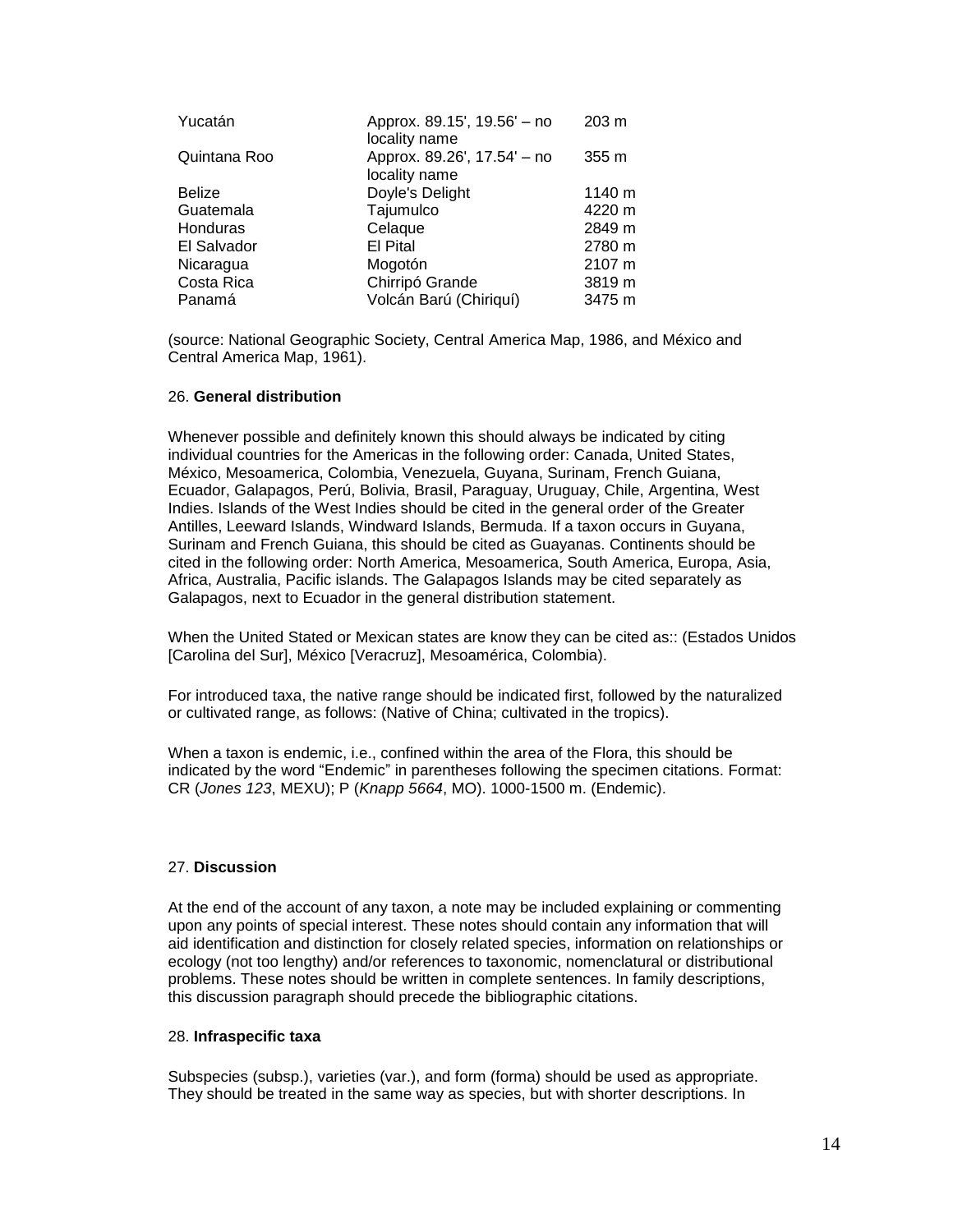| | | |
|---|---|---|
| Yucatán | Approx. 89.15', 19.56' – no locality name | 203 m |
| Quintana Roo | Approx. 89.26', 17.54' – no locality name | 355 m |
| Belize | Doyle's Delight | 1140 m |
| Guatemala | Tajumulco | 4220 m |
| Honduras | Celaque | 2849 m |
| El Salvador | El Pital | 2780 m |
| Nicaragua | Mogotón | 2107 m |
| Costa Rica | Chirripó Grande | 3819 m |
| Panamá | Volcán Barú (Chiriquí) | 3475 m |

(source: National Geographic Society, Central America Map, 1986, and México and Central America Map, 1961).

26. **General distribution**

Whenever possible and definitely known this should always be indicated by citing individual countries for the Americas in the following order: Canada, United States, México, Mesoamerica, Colombia, Venezuela, Guyana, Surinam, French Guiana, Ecuador, Galapagos, Perú, Bolivia, Brasil, Paraguay, Uruguay, Chile, Argentina, West Indies. Islands of the West Indies should be cited in the general order of the Greater Antilles, Leeward Islands, Windward Islands, Bermuda. If a taxon occurs in Guyana, Surinam and French Guiana, this should be cited as Guayanas. Continents should be cited in the following order: North America, Mesoamerica, South America, Europa, Asia, Africa, Australia, Pacific islands. The Galapagos Islands may be cited separately as Galapagos, next to Ecuador in the general distribution statement.

When the United Stated or Mexican states are know they can be cited as:: (Estados Unidos [Carolina del Sur], México [Veracruz], Mesoamérica, Colombia).

For introduced taxa, the native range should be indicated first, followed by the naturalized or cultivated range, as follows: (Native of China; cultivated in the tropics).

When a taxon is endemic, i.e., confined within the area of the Flora, this should be indicated by the word "Endemic" in parentheses following the specimen citations. Format: CR (*Jones 123*, MEXU); P (*Knapp 5664*, MO). 1000-1500 m. (Endemic).

27. **Discussion**

At the end of the account of any taxon, a note may be included explaining or commenting upon any points of special interest. These notes should contain any information that will aid identification and distinction for closely related species, information on relationships or ecology (not too lengthy) and/or references to taxonomic, nomenclatural or distributional problems. These notes should be written in complete sentences. In family descriptions, this discussion paragraph should precede the bibliographic citations.

28. **Infraspecific taxa**

Subspecies (subsp.), varieties (var.), and form (forma) should be used as appropriate. They should be treated in the same way as species, but with shorter descriptions. In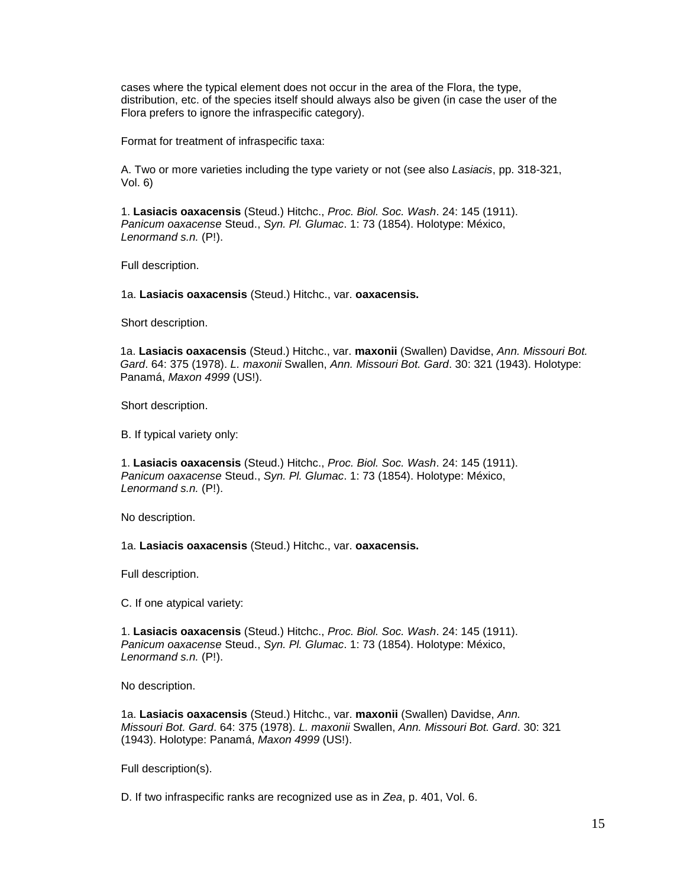cases where the typical element does not occur in the area of the Flora, the type, distribution, etc. of the species itself should always also be given (in case the user of the Flora prefers to ignore the infraspecific category).

Format for treatment of infraspecific taxa:

A. Two or more varieties including the type variety or not (see also *Lasiacis*, pp. 318-321, Vol. 6)

1. **Lasiacis oaxacensis** (Steud.) Hitchc., *Proc. Biol. Soc. Wash*. 24: 145 (1911). *Panicum oaxacense* Steud., *Syn. Pl. Glumac*. 1: 73 (1854). Holotype: México, *Lenormand s.n.* (P!).

Full description.

1a. **Lasiacis oaxacensis** (Steud.) Hitchc., var. **oaxacensis.**

Short description.

1a. **Lasiacis oaxacensis** (Steud.) Hitchc., var. **maxonii** (Swallen) Davidse, *Ann. Missouri Bot. Gard*. 64: 375 (1978). *L. maxonii* Swallen, *Ann. Missouri Bot. Gard*. 30: 321 (1943). Holotype: Panamá, *Maxon 4999* (US!).

Short description.

B. If typical variety only:

1. **Lasiacis oaxacensis** (Steud.) Hitchc., *Proc. Biol. Soc. Wash*. 24: 145 (1911). *Panicum oaxacense* Steud., *Syn. Pl. Glumac*. 1: 73 (1854). Holotype: México, *Lenormand s.n.* (P!).

No description.

1a. **Lasiacis oaxacensis** (Steud.) Hitchc., var. **oaxacensis.**

Full description.

C. If one atypical variety:

1. **Lasiacis oaxacensis** (Steud.) Hitchc., *Proc. Biol. Soc. Wash*. 24: 145 (1911). *Panicum oaxacense* Steud., *Syn. Pl. Glumac*. 1: 73 (1854). Holotype: México, *Lenormand s.n.* (P!).

No description.

1a. **Lasiacis oaxacensis** (Steud.) Hitchc., var. **maxonii** (Swallen) Davidse, *Ann. Missouri Bot. Gard*. 64: 375 (1978). *L. maxonii* Swallen, *Ann. Missouri Bot. Gard*. 30: 321 (1943). Holotype: Panamá, *Maxon 4999* (US!).

Full description(s).

D. If two infraspecific ranks are recognized use as in *Zea*, p. 401, Vol. 6.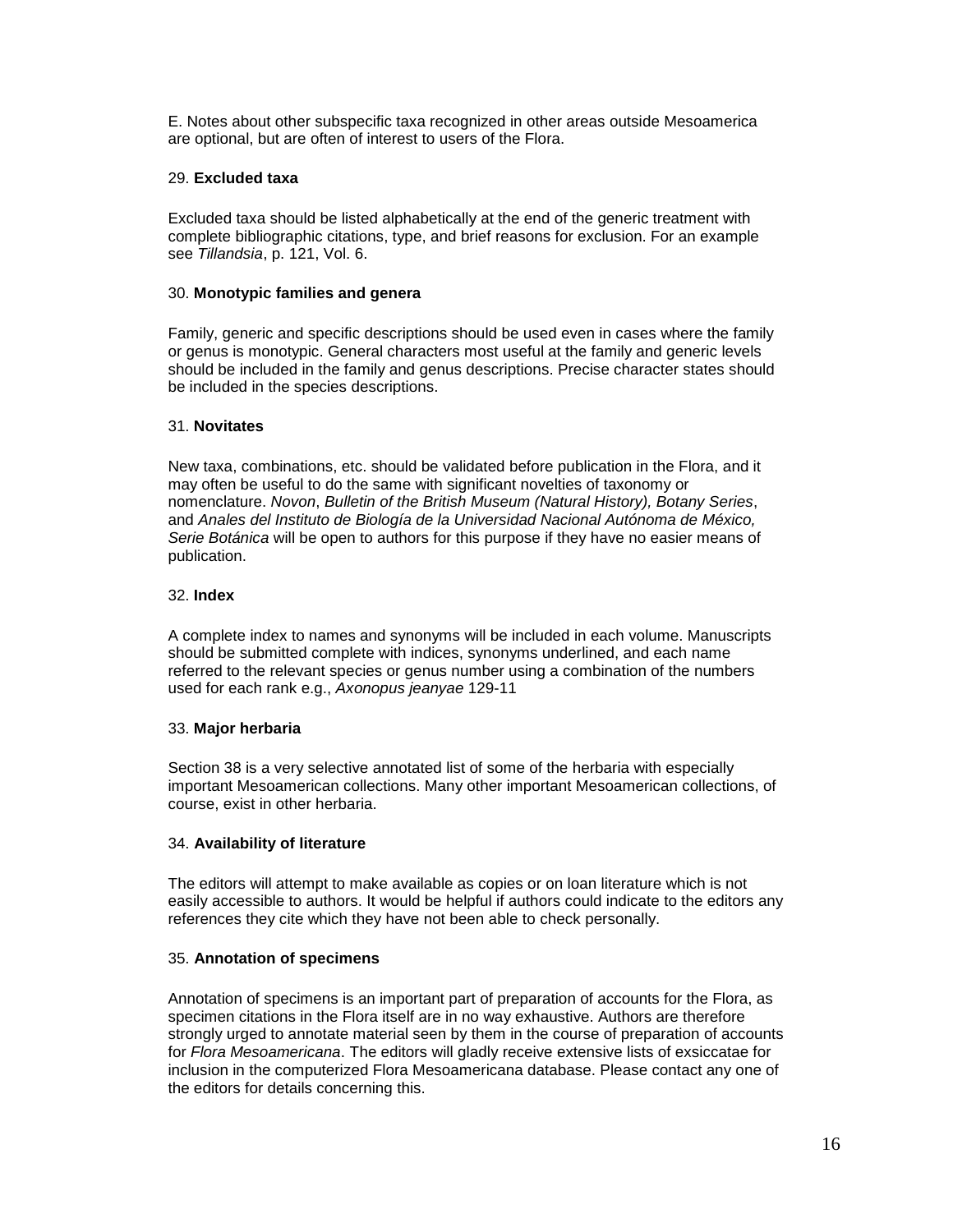E. Notes about other subspecific taxa recognized in other areas outside Mesoamerica are optional, but are often of interest to users of the Flora.

29. **Excluded taxa**

Excluded taxa should be listed alphabetically at the end of the generic treatment with complete bibliographic citations, type, and brief reasons for exclusion. For an example see *Tillandsia*, p. 121, Vol. 6.

30. **Monotypic families and genera**

Family, generic and specific descriptions should be used even in cases where the family or genus is monotypic. General characters most useful at the family and generic levels should be included in the family and genus descriptions. Precise character states should be included in the species descriptions.

31. **Novitates**

New taxa, combinations, etc. should be validated before publication in the Flora, and it may often be useful to do the same with significant novelties of taxonomy or nomenclature. *Novon*, *Bulletin of the British Museum (Natural History), Botany Series*, and *Anales del Instituto de Biología de la Universidad Nacional Autónoma de México, Serie Botánica* will be open to authors for this purpose if they have no easier means of publication.

32. **Index**

A complete index to names and synonyms will be included in each volume. Manuscripts should be submitted complete with indices, synonyms underlined, and each name referred to the relevant species or genus number using a combination of the numbers used for each rank e.g., *Axonopus jeanyae* 129-11

33. **Major herbaria**

Section 38 is a very selective annotated list of some of the herbaria with especially important Mesoamerican collections. Many other important Mesoamerican collections, of course, exist in other herbaria.

34. **Availability of literature**

The editors will attempt to make available as copies or on loan literature which is not easily accessible to authors. It would be helpful if authors could indicate to the editors any references they cite which they have not been able to check personally.

35. **Annotation of specimens**

Annotation of specimens is an important part of preparation of accounts for the Flora, as specimen citations in the Flora itself are in no way exhaustive. Authors are therefore strongly urged to annotate material seen by them in the course of preparation of accounts for *Flora Mesoamericana*. The editors will gladly receive extensive lists of exsiccatae for inclusion in the computerized Flora Mesoamericana database. Please contact any one of the editors for details concerning this.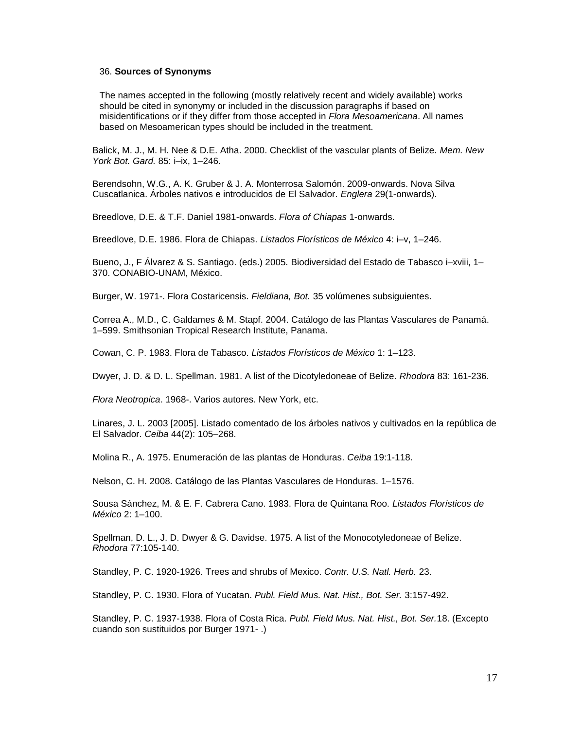## 36. **Sources of Synonyms**

The names accepted in the following (mostly relatively recent and widely available) works should be cited in synonymy or included in the discussion paragraphs if based on misidentifications or if they differ from those accepted in *Flora Mesoamericana*. All names based on Mesoamerican types should be included in the treatment.

Balick, M. J., M. H. Nee & D.E. Atha. 2000. Checklist of the vascular plants of Belize. *Mem. New York Bot. Gard.* 85: i–ix, 1–246.

Berendsohn, W.G., A. K. Gruber & J. A. Monterrosa Salomón. 2009-onwards. Nova Silva Cuscatlanica. Árboles nativos e introducidos de El Salvador. *Englera* 29(1-onwards).

Breedlove, D.E. & T.F. Daniel 1981-onwards. *Flora of Chiapas* 1-onwards.

Breedlove, D.E. 1986. Flora de Chiapas. *Listados Florísticos de México* 4: i–v, 1–246.

Bueno, J., F Álvarez & S. Santiago. (eds.) 2005. Biodiversidad del Estado de Tabasco i–xviii, 1–370. CONABIO-UNAM, México.

Burger, W. 1971-. Flora Costaricensis. *Fieldiana, Bot.* 35 volúmenes subsiguientes.

Correa A., M.D., C. Galdames & M. Stapf. 2004. Catálogo de las Plantas Vasculares de Panamá. 1–599. Smithsonian Tropical Research Institute, Panama.

Cowan, C. P. 1983. Flora de Tabasco. *Listados Florísticos de México* 1: 1–123.

Dwyer, J. D. & D. L. Spellman. 1981. A list of the Dicotyledoneae of Belize. *Rhodora* 83: 161-236.

*Flora Neotropica*. 1968-. Varios autores. New York, etc.

Linares, J. L. 2003 [2005]. Listado comentado de los árboles nativos y cultivados en la república de El Salvador. *Ceiba* 44(2): 105–268.

Molina R., A. 1975. Enumeración de las plantas de Honduras. *Ceiba* 19:1-118.

Nelson, C. H. 2008. Catálogo de las Plantas Vasculares de Honduras. 1–1576.

Sousa Sánchez, M. & E. F. Cabrera Cano. 1983. Flora de Quintana Roo. *Listados Florísticos de México* 2: 1–100.

Spellman, D. L., J. D. Dwyer & G. Davidse. 1975. A list of the Monocotyledoneae of Belize. *Rhodora* 77:105-140.

Standley, P. C. 1920-1926. Trees and shrubs of Mexico. *Contr. U.S. Natl. Herb.* 23.

Standley, P. C. 1930. Flora of Yucatan. *Publ. Field Mus. Nat. Hist., Bot. Ser.* 3:157-492.

Standley, P. C. 1937-1938. Flora of Costa Rica. *Publ. Field Mus. Nat. Hist., Bot. Ser.*18. (Excepto cuando son sustituidos por Burger 1971- .)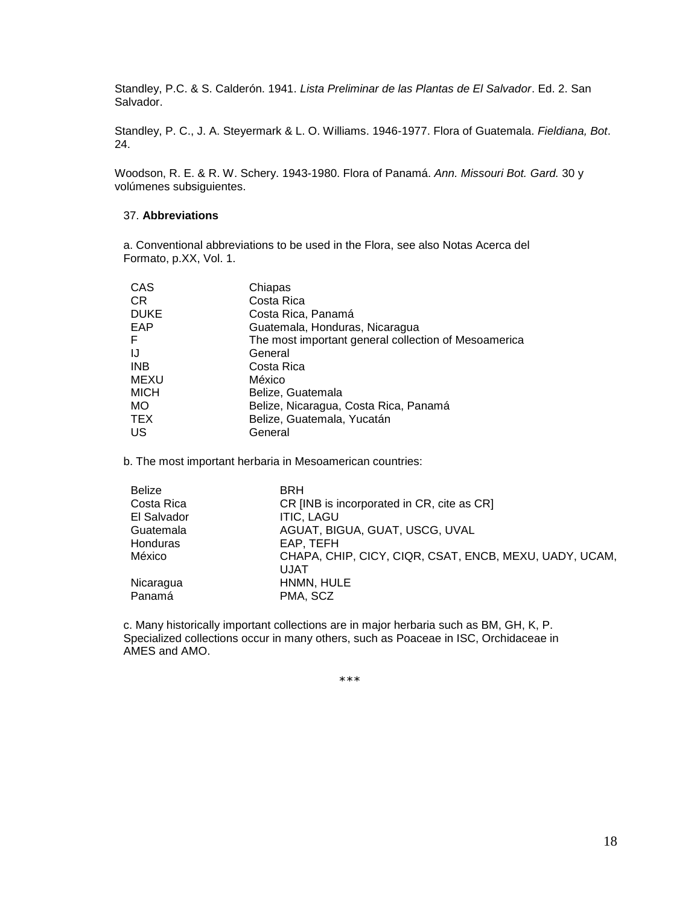Standley, P.C. & S. Calderón. 1941. *Lista Preliminar de las Plantas de El Salvador*. Ed. 2. San Salvador.

Standley, P. C., J. A. Steyermark & L. O. Williams. 1946-1977. Flora of Guatemala. *Fieldiana, Bot*. 24.

Woodson, R. E. & R. W. Schery. 1943-1980. Flora of Panamá. *Ann. Missouri Bot. Gard.* 30 y volúmenes subsiguientes.

37. **Abbreviations**

a. Conventional abbreviations to be used in the Flora, see also Notas Acerca del Formato, p.XX, Vol. 1.

| | |
|---|---|
| CAS | Chiapas |
| CR | Costa Rica |
| DUKE | Costa Rica, Panamá |
| EAP | Guatemala, Honduras, Nicaragua |
| F | The most important general collection of Mesoamerica |
| IJ | General |
| INB | Costa Rica |
| MEXU | México |
| MICH | Belize, Guatemala |
| MO | Belize, Nicaragua, Costa Rica, Panamá |
| TEX | Belize, Guatemala, Yucatán |
| US | General |

b. The most important herbaria in Mesoamerican countries:

| | |
|---|---|
| Belize | BRH |
| Costa Rica | CR [INB is incorporated in CR, cite as CR] |
| El Salvador | ITIC, LAGU |
| Guatemala | AGUAT, BIGUA, GUAT, USCG, UVAL |
| Honduras | EAP, TEFH |
| México | CHAPA, CHIP, CICY, CIQR, CSAT, ENCB, MEXU, UADY, UCAM, UJAT |
| Nicaragua | HNMN, HULE |
| Panamá | PMA, SCZ |

c. Many historically important collections are in major herbaria such as BM, GH, K, P. Specialized collections occur in many others, such as Poaceae in ISC, Orchidaceae in AMES and AMO.

***